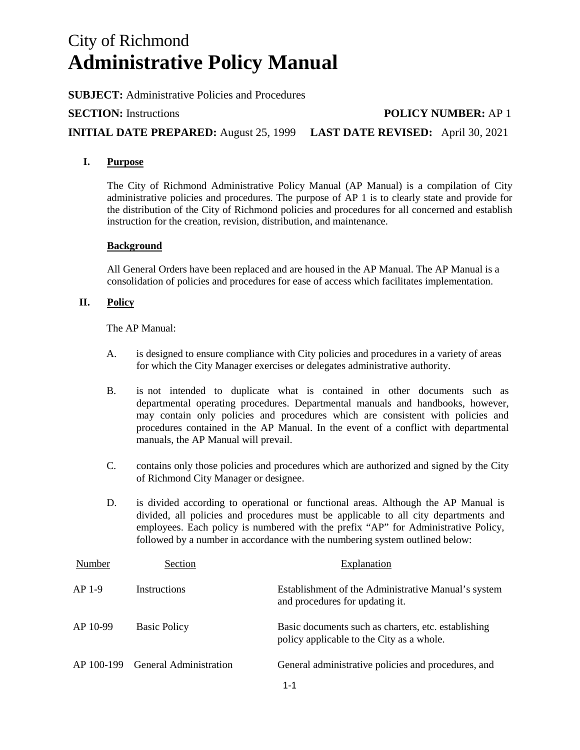# City of Richmond
# Administrative Policy Manual

**SUBJECT:** Administrative Policies and Procedures

**SECTION:** Instructions **POLICY NUMBER:** AP 1

**INITIAL DATE PREPARED:** August 25, 1999 **LAST DATE REVISED:** April 30, 2021

## I. Purpose

The City of Richmond Administrative Policy Manual (AP Manual) is a compilation of City administrative policies and procedures. The purpose of AP 1 is to clearly state and provide for the distribution of the City of Richmond policies and procedures for all concerned and establish instruction for the creation, revision, distribution, and maintenance.

### Background

All General Orders have been replaced and are housed in the AP Manual. The AP Manual is a consolidation of policies and procedures for ease of access which facilitates implementation.

## II. Policy

The AP Manual:

A. is designed to ensure compliance with City policies and procedures in a variety of areas for which the City Manager exercises or delegates administrative authority.

B. is not intended to duplicate what is contained in other documents such as departmental operating procedures. Departmental manuals and handbooks, however, may contain only policies and procedures which are consistent with policies and procedures contained in the AP Manual. In the event of a conflict with departmental manuals, the AP Manual will prevail.

C. contains only those policies and procedures which are authorized and signed by the City of Richmond City Manager or designee.

D. is divided according to operational or functional areas. Although the AP Manual is divided, all policies and procedures must be applicable to all city departments and employees. Each policy is numbered with the prefix "AP" for Administrative Policy, followed by a number in accordance with the numbering system outlined below:

| Number | Section | Explanation |
| --- | --- | --- |
| AP 1-9 | Instructions | Establishment of the Administrative Manual's system and procedures for updating it. |
| AP 10-99 | Basic Policy | Basic documents such as charters, etc. establishing policy applicable to the City as a whole. |
| AP 100-199 | General Administration | General administrative policies and procedures, and |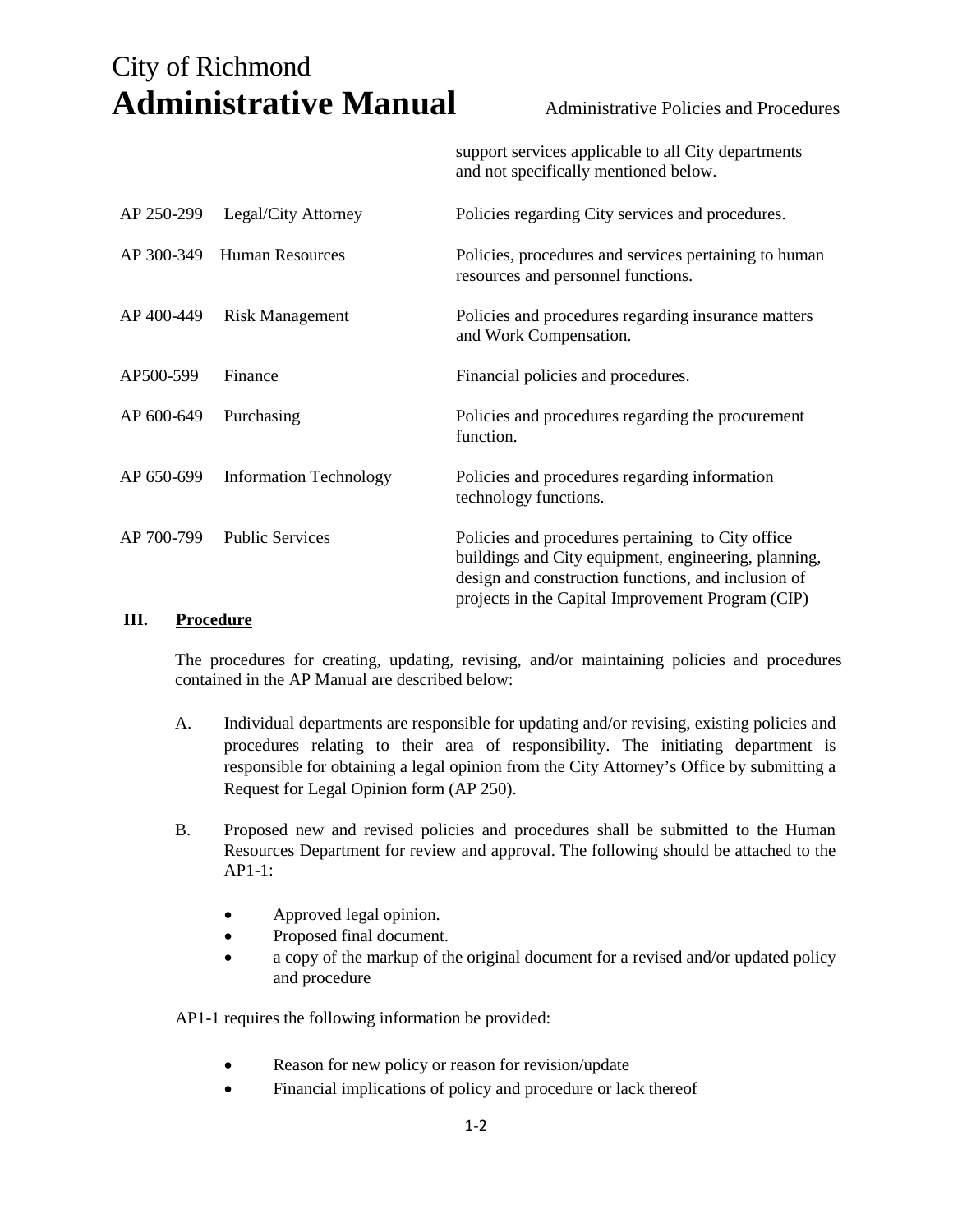| | | |
|---|---|---|
| | | support services applicable to all City departments and not specifically mentioned below. |
| AP 250-299 | Legal/City Attorney | Policies regarding City services and procedures. |
| AP 300-349 | Human Resources | Policies, procedures and services pertaining to human resources and personnel functions. |
| AP 400-449 | Risk Management | Policies and procedures regarding insurance matters and Work Compensation. |
| AP500-599 | Finance | Financial policies and procedures. |
| AP 600-649 | Purchasing | Policies and procedures regarding the procurement function. |
| AP 650-699 | Information Technology | Policies and procedures regarding information technology functions. |
| AP 700-799 | Public Services | Policies and procedures pertaining to City office buildings and City equipment, engineering, planning, design and construction functions, and inclusion of projects in the Capital Improvement Program (CIP) |

## III. Procedure

The procedures for creating, updating, revising, and/or maintaining policies and procedures contained in the AP Manual are described below:

A. Individual departments are responsible for updating and/or revising, existing policies and procedures relating to their area of responsibility. The initiating department is responsible for obtaining a legal opinion from the City Attorney's Office by submitting a Request for Legal Opinion form (AP 250).

B. Proposed new and revised policies and procedures shall be submitted to the Human Resources Department for review and approval. The following should be attached to the AP1-1:

- Approved legal opinion.
- Proposed final document.
- a copy of the markup of the original document for a revised and/or updated policy and procedure

AP1-1 requires the following information be provided:

- Reason for new policy or reason for revision/update
- Financial implications of policy and procedure or lack thereof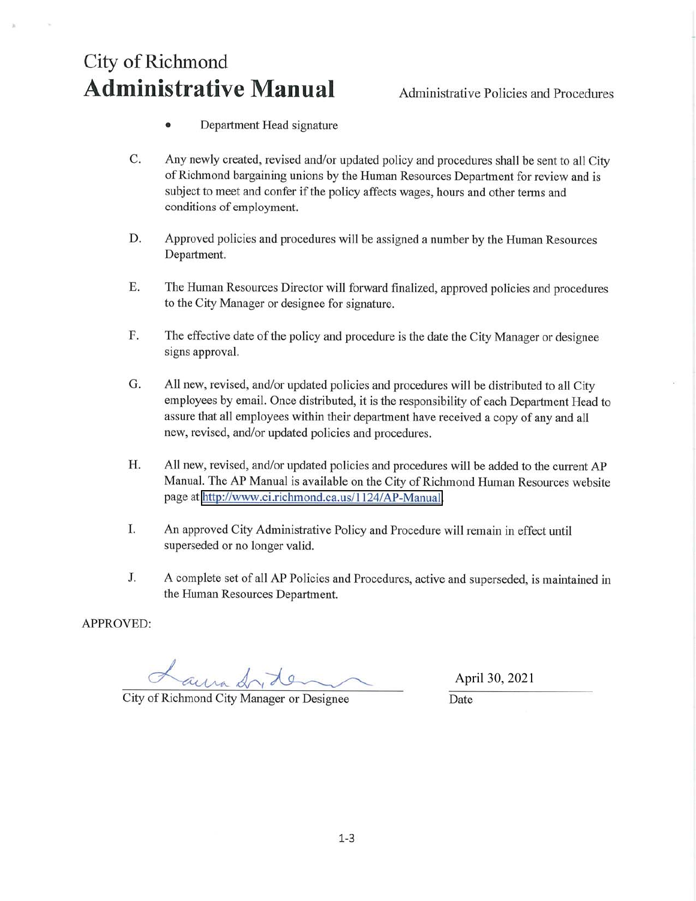# City of Richmond
# Administrative Manual

Administrative Policies and Procedures

- Department Head signature

C. Any newly created, revised and/or updated policy and procedures shall be sent to all City of Richmond bargaining unions by the Human Resources Department for review and is subject to meet and confer if the policy affects wages, hours and other terms and conditions of employment.

D. Approved policies and procedures will be assigned a number by the Human Resources Department.

E. The Human Resources Director will forward finalized, approved policies and procedures to the City Manager or designee for signature.

F. The effective date of the policy and procedure is the date the City Manager or designee signs approval.

G. All new, revised, and/or updated policies and procedures will be distributed to all City employees by email. Once distributed, it is the responsibility of each Department Head to assure that all employees within their department have received a copy of any and all new, revised, and/or updated policies and procedures.

H. All new, revised, and/or updated policies and procedures will be added to the current AP Manual. The AP Manual is available on the City of Richmond Human Resources website page at http://www.ci.richmond.ca.us/1124/AP-Manual.

I. An approved City Administrative Policy and Procedure will remain in effect until superseded or no longer valid.

J. A complete set of all AP Policies and Procedures, active and superseded, is maintained in the Human Resources Department.

APPROVED:

City of Richmond City Manager or Designee

April 30, 2021
Date